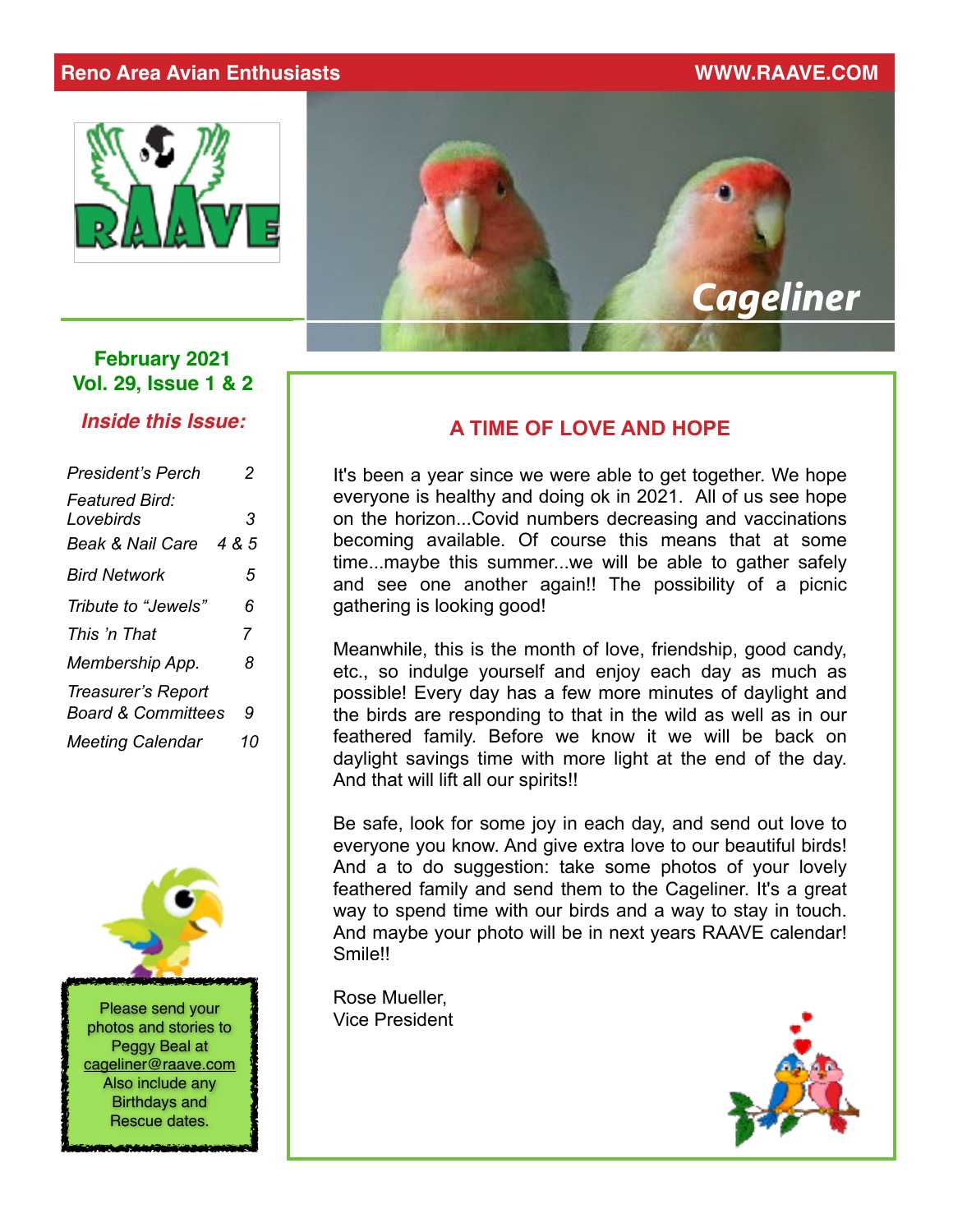Reno Area Avian Enthusiasts WWW.RAAVE.COM

# Cageliner

**February 2021**
**Vol. 29, Issue 1 & 2**

***Inside this Issue:***

| | |
|---|---|
| *President's Perch* | *2* |
| *Featured Bird: Lovebirds* | *3* |
| *Beak & Nail Care* | *4 & 5* |
| *Bird Network* | *5* |
| *Tribute to "Jewels"* | *6* |
| *This 'n That* | *7* |
| *Membership App.* | *8* |
| *Treasurer's Report Board & Committees* | *9* |
| *Meeting Calendar* | *10* |

Please send your photos and stories to Peggy Beal at cageliner@raave.com Also include any Birthdays and Rescue dates.

## A TIME OF LOVE AND HOPE

It's been a year since we were able to get together. We hope everyone is healthy and doing ok in 2021. All of us see hope on the horizon...Covid numbers decreasing and vaccinations becoming available. Of course this means that at some time...maybe this summer...we will be able to gather safely and see one another again!! The possibility of a picnic gathering is looking good!

Meanwhile, this is the month of love, friendship, good candy, etc., so indulge yourself and enjoy each day as much as possible! Every day has a few more minutes of daylight and the birds are responding to that in the wild as well as in our feathered family. Before we know it we will be back on daylight savings time with more light at the end of the day. And that will lift all our spirits!!

Be safe, look for some joy in each day, and send out love to everyone you know. And give extra love to our beautiful birds! And a to do suggestion: take some photos of your lovely feathered family and send them to the Cageliner. It's a great way to spend time with our birds and a way to stay in touch. And maybe your photo will be in next years RAAVE calendar! Smile!!

Rose Mueller,
Vice President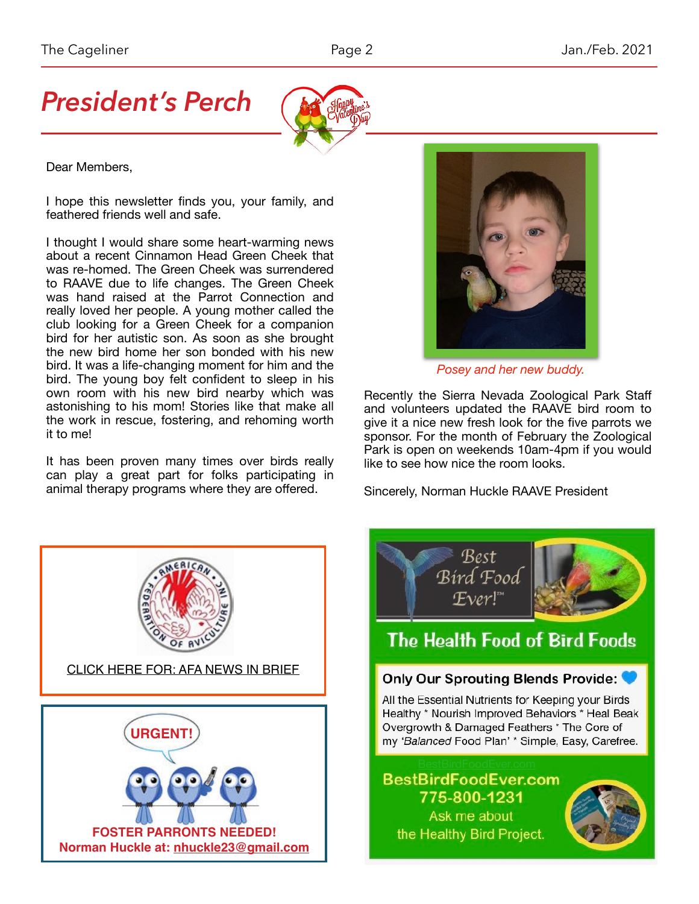# President's Perch

Dear Members,

I hope this newsletter finds you, your family, and feathered friends well and safe.

I thought I would share some heart-warming news about a recent Cinnamon Head Green Cheek that was re-homed. The Green Cheek was surrendered to RAAVE due to life changes. The Green Cheek was hand raised at the Parrot Connection and really loved her people. A young mother called the club looking for a Green Cheek for a companion bird for her autistic son. As soon as she brought the new bird home her son bonded with his new bird. It was a life-changing moment for him and the bird. The young boy felt confident to sleep in his own room with his new bird nearby which was astonishing to his mom! Stories like that make all the work in rescue, fostering, and rehoming worth it to me!

It has been proven many times over birds really can play a great part for folks participating in animal therapy programs where they are offered.

*Posey and her new buddy.*

Recently the Sierra Nevada Zoological Park Staff and volunteers updated the RAAVE bird room to give it a nice new fresh look for the five parrots we sponsor. For the month of February the Zoological Park is open on weekends 10am-4pm if you would like to see how nice the room looks.

Sincerely, Norman Huckle RAAVE President

---

CLICK HERE FOR: AFA NEWS IN BRIEF

---

URGENT!

**FOSTER PARRONTS NEEDED!**
**Norman Huckle at: nhuckle23@gmail.com**

---

Best Bird Food Ever!™

**The Health Food of Bird Foods**

**Only Our Sprouting Blends Provide:**

All the Essential Nutrients for Keeping your Birds Healthy * Nourish Improved Behaviors * Heal Beak Overgrowth & Damaged Feathers * The Core of my '*Balanced* Food Plan' * Simple, Easy, Carefree.

**BestBirdFoodEver.com**
**775-800-1231**
Ask me about
the Healthy Bird Project.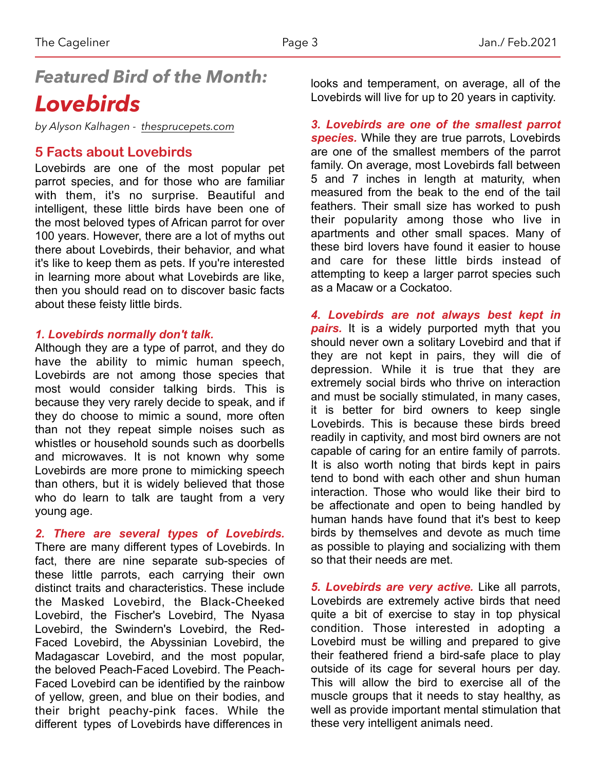## *Featured Bird of the Month:*

# *Lovebirds*

*by Alyson Kalhagen - thesprucepets.com*

### 5 Facts about Lovebirds

Lovebirds are one of the most popular pet parrot species, and for those who are familiar with them, it's no surprise. Beautiful and intelligent, these little birds have been one of the most beloved types of African parrot for over 100 years. However, there are a lot of myths out there about Lovebirds, their behavior, and what it's like to keep them as pets. If you're interested in learning more about what Lovebirds are like, then you should read on to discover basic facts about these feisty little birds.

***1. Lovebirds normally don't talk.***
Although they are a type of parrot, and they do have the ability to mimic human speech, Lovebirds are not among those species that most would consider talking birds. This is because they very rarely decide to speak, and if they do choose to mimic a sound, more often than not they repeat simple noises such as whistles or household sounds such as doorbells and microwaves. It is not known why some Lovebirds are more prone to mimicking speech than others, but it is widely believed that those who do learn to talk are taught from a very young age.

***2. There are several types of Lovebirds.*** There are many different types of Lovebirds. In fact, there are nine separate sub-species of these little parrots, each carrying their own distinct traits and characteristics. These include the Masked Lovebird, the Black-Cheeked Lovebird, the Fischer's Lovebird, The Nyasa Lovebird, the Swindern's Lovebird, the Red-Faced Lovebird, the Abyssinian Lovebird, the Madagascar Lovebird, and the most popular, the beloved Peach-Faced Lovebird. The Peach-Faced Lovebird can be identified by the rainbow of yellow, green, and blue on their bodies, and their bright peachy-pink faces. While the different types of Lovebirds have differences in looks and temperament, on average, all of the Lovebirds will live for up to 20 years in captivity.

***3. Lovebirds are one of the smallest parrot species.*** While they are true parrots, Lovebirds are one of the smallest members of the parrot family. On average, most Lovebirds fall between 5 and 7 inches in length at maturity, when measured from the beak to the end of the tail feathers. Their small size has worked to push their popularity among those who live in apartments and other small spaces. Many of these bird lovers have found it easier to house and care for these little birds instead of attempting to keep a larger parrot species such as a Macaw or a Cockatoo.

***4. Lovebirds are not always best kept in pairs.*** It is a widely purported myth that you should never own a solitary Lovebird and that if they are not kept in pairs, they will die of depression. While it is true that they are extremely social birds who thrive on interaction and must be socially stimulated, in many cases, it is better for bird owners to keep single Lovebirds. This is because these birds breed readily in captivity, and most bird owners are not capable of caring for an entire family of parrots. It is also worth noting that birds kept in pairs tend to bond with each other and shun human interaction. Those who would like their bird to be affectionate and open to being handled by human hands have found that it's best to keep birds by themselves and devote as much time as possible to playing and socializing with them so that their needs are met.

***5. Lovebirds are very active.*** Like all parrots, Lovebirds are extremely active birds that need quite a bit of exercise to stay in top physical condition. Those interested in adopting a Lovebird must be willing and prepared to give their feathered friend a bird-safe place to play outside of its cage for several hours per day. This will allow the bird to exercise all of the muscle groups that it needs to stay healthy, as well as provide important mental stimulation that these very intelligent animals need.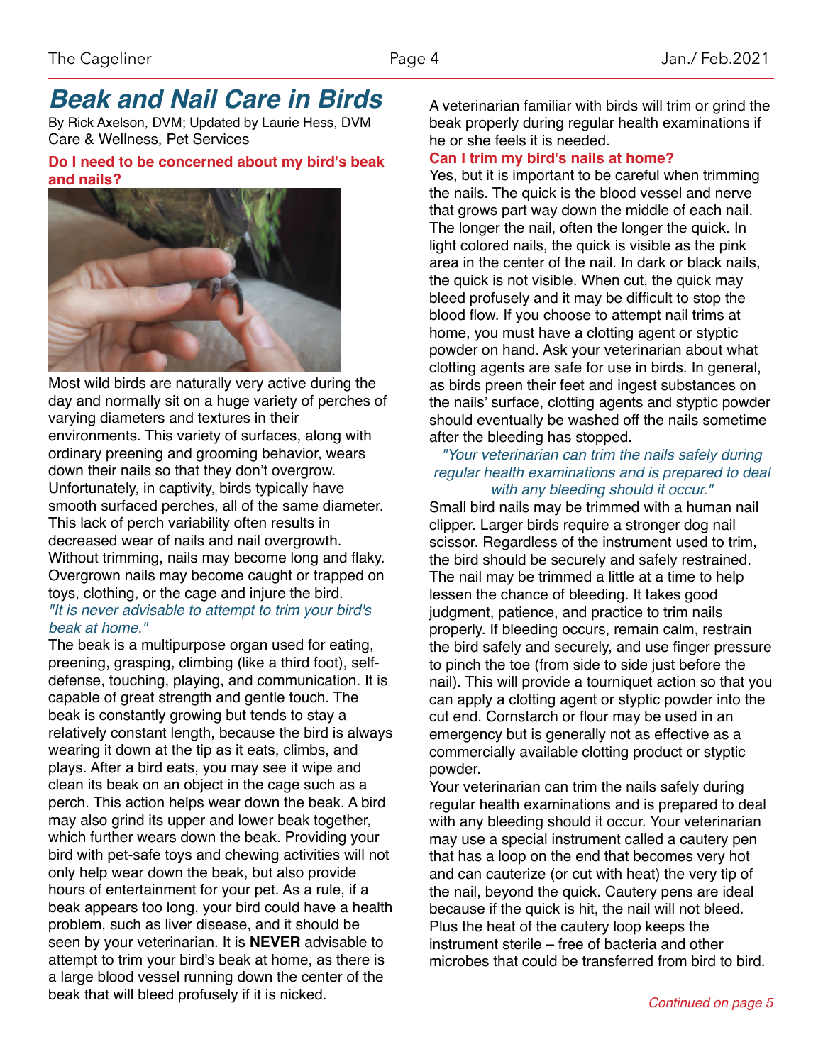# Beak and Nail Care in Birds

By Rick Axelson, DVM; Updated by Laurie Hess, DVM
Care & Wellness, Pet Services

## Do I need to be concerned about my bird's beak and nails?

Most wild birds are naturally very active during the day and normally sit on a huge variety of perches of varying diameters and textures in their environments. This variety of surfaces, along with ordinary preening and grooming behavior, wears down their nails so that they don't overgrow. Unfortunately, in captivity, birds typically have smooth surfaced perches, all of the same diameter. This lack of perch variability often results in decreased wear of nails and nail overgrowth. Without trimming, nails may become long and flaky. Overgrown nails may become caught or trapped on toys, clothing, or the cage and injure the bird.

*"It is never advisable to attempt to trim your bird's beak at home."*

The beak is a multipurpose organ used for eating, preening, grasping, climbing (like a third foot), self-defense, touching, playing, and communication. It is capable of great strength and gentle touch. The beak is constantly growing but tends to stay a relatively constant length, because the bird is always wearing it down at the tip as it eats, climbs, and plays. After a bird eats, you may see it wipe and clean its beak on an object in the cage such as a perch. This action helps wear down the beak. A bird may also grind its upper and lower beak together, which further wears down the beak. Providing your bird with pet-safe toys and chewing activities will not only help wear down the beak, but also provide hours of entertainment for your pet. As a rule, if a beak appears too long, your bird could have a health problem, such as liver disease, and it should be seen by your veterinarian. It is **NEVER** advisable to attempt to trim your bird's beak at home, as there is a large blood vessel running down the center of the beak that will bleed profusely if it is nicked.

A veterinarian familiar with birds will trim or grind the beak properly during regular health examinations if he or she feels it is needed.

## Can I trim my bird's nails at home?

Yes, but it is important to be careful when trimming the nails. The quick is the blood vessel and nerve that grows part way down the middle of each nail. The longer the nail, often the longer the quick. In light colored nails, the quick is visible as the pink area in the center of the nail. In dark or black nails, the quick is not visible. When cut, the quick may bleed profusely and it may be difficult to stop the blood flow. If you choose to attempt nail trims at home, you must have a clotting agent or styptic powder on hand. Ask your veterinarian about what clotting agents are safe for use in birds. In general, as birds preen their feet and ingest substances on the nails' surface, clotting agents and styptic powder should eventually be washed off the nails sometime after the bleeding has stopped.

*"Your veterinarian can trim the nails safely during regular health examinations and is prepared to deal with any bleeding should it occur."*

Small bird nails may be trimmed with a human nail clipper. Larger birds require a stronger dog nail scissor. Regardless of the instrument used to trim, the bird should be securely and safely restrained. The nail may be trimmed a little at a time to help lessen the chance of bleeding. It takes good judgment, patience, and practice to trim nails properly. If bleeding occurs, remain calm, restrain the bird safely and securely, and use finger pressure to pinch the toe (from side to side just before the nail). This will provide a tourniquet action so that you can apply a clotting agent or styptic powder into the cut end. Cornstarch or flour may be used in an emergency but is generally not as effective as a commercially available clotting product or styptic powder.

Your veterinarian can trim the nails safely during regular health examinations and is prepared to deal with any bleeding should it occur. Your veterinarian may use a special instrument called a cautery pen that has a loop on the end that becomes very hot and can cauterize (or cut with heat) the very tip of the nail, beyond the quick. Cautery pens are ideal because if the quick is hit, the nail will not bleed. Plus the heat of the cautery loop keeps the instrument sterile – free of bacteria and other microbes that could be transferred from bird to bird.

*Continued on page 5*